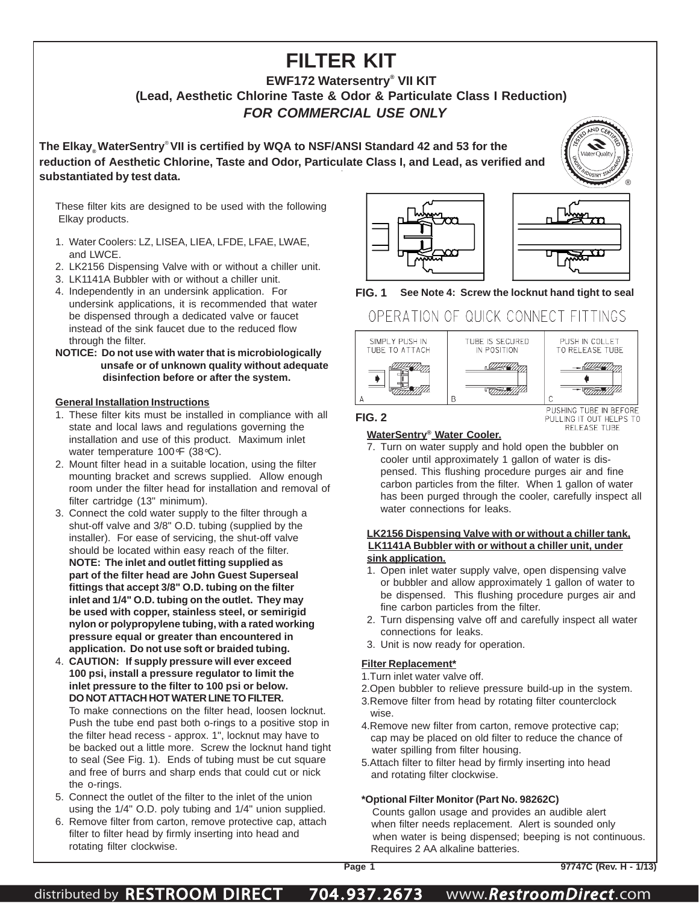# FILTER KIT

**EWF172 Watersentry® VII KIT**

**(Lead, Aesthetic Chlorine Taste & Odor & Particulate Class I Reduction)**

***FOR COMMERCIAL USE ONLY***

**The Elkay® WaterSentry® VII is certified by WQA to NSF/ANSI Standard 42 and 53 for the reduction of Aesthetic Chlorine, Taste and Odor, Particulate Class I, and Lead, as verified and substantiated by test data.**

These filter kits are designed to be used with the following Elkay products.

1. Water Coolers: LZ, LISEA, LIEA, LFDE, LFAE, LWAE, and LWCE.
2. LK2156 Dispensing Valve with or without a chiller unit.
3. LK1141A Bubbler with or without a chiller unit.
4. Independently in an undersink application. For undersink applications, it is recommended that water be dispensed through a dedicated valve or faucet instead of the sink faucet due to the reduced flow through the filter.

**NOTICE: Do not use with water that is microbiologically unsafe or of unknown quality without adequate disinfection before or after the system.**

**General Installation Instructions**

1. These filter kits must be installed in compliance with all state and local laws and regulations governing the installation and use of this product. Maximum inlet water temperature 100°F (38°C).
2. Mount filter head in a suitable location, using the filter mounting bracket and screws supplied. Allow enough room under the filter head for installation and removal of filter cartridge (13" minimum).
3. Connect the cold water supply to the filter through a shut-off valve and 3/8" O.D. tubing (supplied by the installer). For ease of servicing, the shut-off valve should be located within easy reach of the filter.
   **NOTE: The inlet and outlet fitting supplied as part of the filter head are John Guest Superseal fittings that accept 3/8" O.D. tubing on the filter inlet and 1/4" O.D. tubing on the outlet. They may be used with copper, stainless steel, or semirigid nylon or polypropylene tubing, with a rated working pressure equal or greater than encountered in application. Do not use soft or braided tubing.**
4. **CAUTION: If supply pressure will ever exceed 100 psi, install a pressure regulator to limit the inlet pressure to the filter to 100 psi or below. DO NOT ATTACH HOT WATER LINE TO FILTER.**
   To make connections on the filter head, loosen locknut. Push the tube end past both o-rings to a positive stop in the filter head recess - approx. 1", locknut may have to be backed out a little more. Screw the locknut hand tight to seal (See Fig. 1). Ends of tubing must be cut square and free of burrs and sharp ends that could cut or nick the o-rings.
5. Connect the outlet of the filter to the inlet of the union using the 1/4" O.D. poly tubing and 1/4" union supplied.
6. Remove filter from carton, remove protective cap, attach filter to filter head by firmly inserting into head and rotating filter clockwise.

**FIG. 1** **See Note 4: Screw the locknut hand tight to seal**

OPERATION OF QUICK CONNECT FITTINGS

A: SIMPLY PUSH IN TUBE TO ATTACH — B: TUBE IS SECURED IN POSITION — C: PUSH IN COLLET TO RELEASE TUBE

PUSHING TUBE IN BEFORE PULLING IT OUT HELPS TO RELEASE TUBE

**FIG. 2**

**WaterSentry® Water Cooler.**

7. Turn on water supply and hold open the bubbler on cooler until approximately 1 gallon of water is dispensed. This flushing procedure purges air and fine carbon particles from the filter. When 1 gallon of water has been purged through the cooler, carefully inspect all water connections for leaks.

**LK2156 Dispensing Valve with or without a chiller tank, LK1141A Bubbler with or without a chiller unit, under sink application.**

1. Open inlet water supply valve, open dispensing valve or bubbler and allow approximately 1 gallon of water to be dispensed. This flushing procedure purges air and fine carbon particles from the filter.
2. Turn dispensing valve off and carefully inspect all water connections for leaks.
3. Unit is now ready for operation.

**Filter Replacement***

1. Turn inlet water valve off.
2. Open bubbler to relieve pressure build-up in the system.
3. Remove filter from head by rotating filter counterclock wise.
4. Remove new filter from carton, remove protective cap; cap may be placed on old filter to reduce the chance of water spilling from filter housing.
5. Attach filter to filter head by firmly inserting into head and rotating filter clockwise.

***Optional Filter Monitor (Part No. 98262C)**

Counts gallon usage and provides an audible alert when filter needs replacement. Alert is sounded only when water is being dispensed; beeping is not continuous. Requires 2 AA alkaline batteries.

97747C (Rev. H - 1/13)

distributed by RESTROOM DIRECT 704.937.2673 www.RestroomDirect.com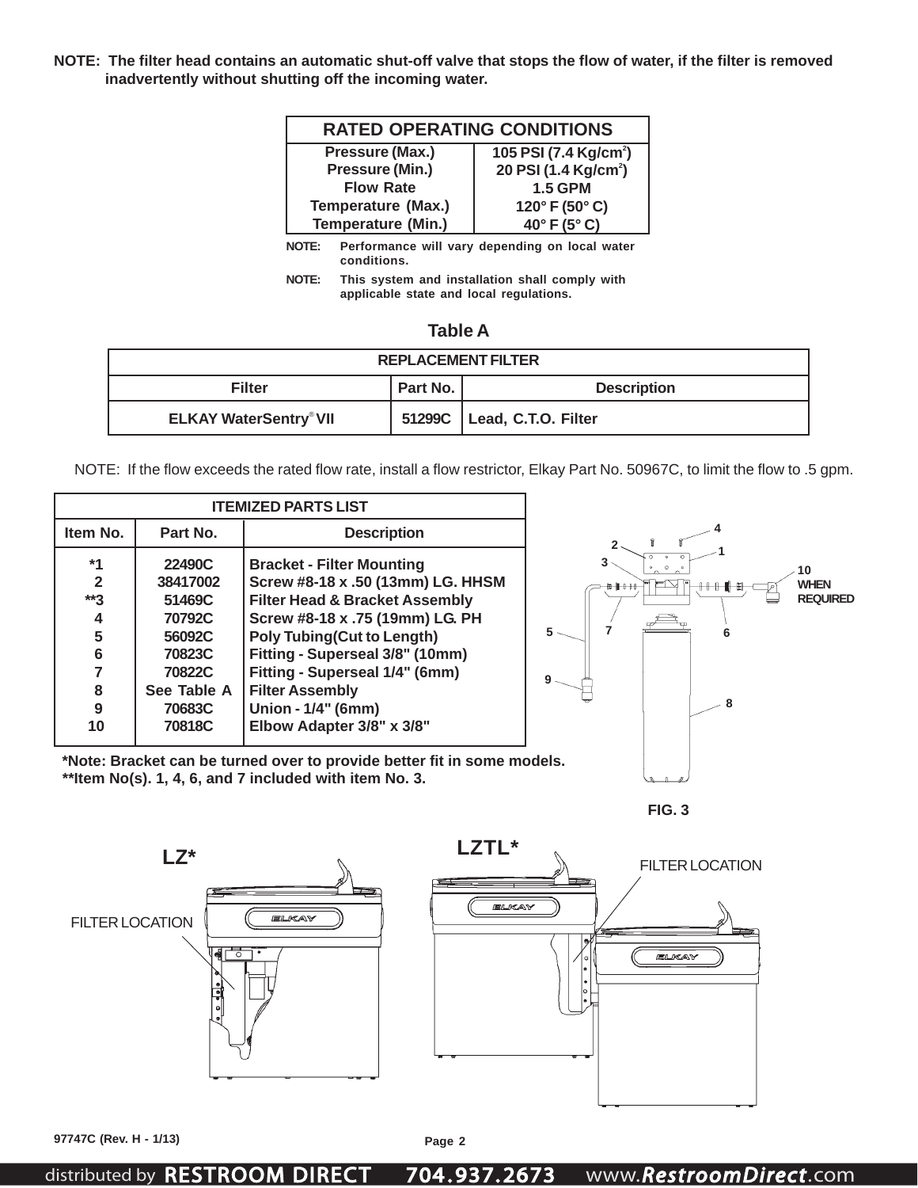**NOTE: The filter head contains an automatic shut-off valve that stops the flow of water, if the filter is removed inadvertently without shutting off the incoming water.**

| RATED OPERATING CONDITIONS | |
|---|---|
| Pressure (Max.) | 105 PSI (7.4 Kg/cm$^2$) |
| Pressure (Min.) | 20 PSI (1.4 Kg/cm$^2$) |
| Flow Rate | 1.5 GPM |
| Temperature (Max.) | 120° F (50° C) |
| Temperature (Min.) | 40° F (5° C) |

**NOTE:** Performance will vary depending on local water conditions.

**NOTE:** This system and installation shall comply with applicable state and local regulations.

**Table A**

| REPLACEMENT FILTER | | |
|---|---|---|
| Filter | Part No. | Description |
| ELKAY WaterSentry® VII | 51299C | Lead, C.T.O. Filter |

NOTE: If the flow exceeds the rated flow rate, install a flow restrictor, Elkay Part No. 50967C, to limit the flow to .5 gpm.

| ITEMIZED PARTS LIST | | |
|---|---|---|
| Item No. | Part No. | Description |
| *1 | 22490C | Bracket - Filter Mounting |
| 2 | 38417002 | Screw #8-18 x .50 (13mm) LG. HHSM |
| **3 | 51469C | Filter Head & Bracket Assembly |
| 4 | 70792C | Screw #8-18 x .75 (19mm) LG. PH |
| 5 | 56092C | Poly Tubing(Cut to Length) |
| 6 | 70823C | Fitting - Superseal 3/8" (10mm) |
| 7 | 70822C | Fitting - Superseal 1/4" (6mm) |
| 8 | See Table A | Filter Assembly |
| 9 | 70683C | Union - 1/4" (6mm) |
| 10 | 70818C | Elbow Adapter 3/8" x 3/8" |

**\*Note: Bracket can be turned over to provide better fit in some models.**
**\*\*Item No(s). 1, 4, 6, and 7 included with item No. 3.**

10 WHEN REQUIRED

**FIG. 3**

**LZ***

FILTER LOCATION

**LZTL***

FILTER LOCATION

97747C (Rev. H - 1/13)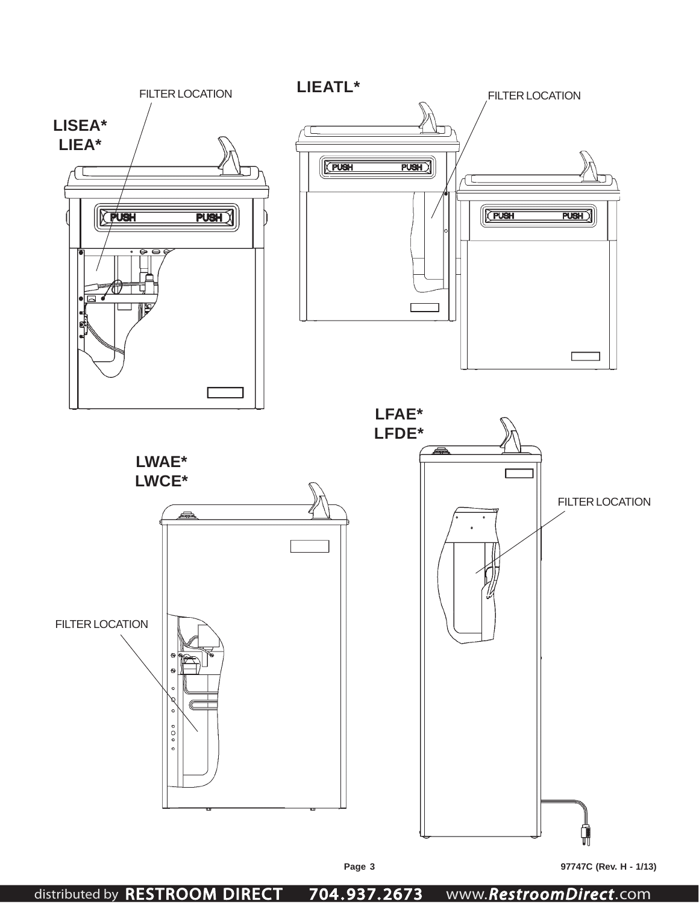**LISEA***
**LIEA***

FILTER LOCATION

**LIEATL***

FILTER LOCATION

**LFAE***
**LFDE***

FILTER LOCATION

**LWAE***
**LWCE***

FILTER LOCATION

97747C (Rev. H - 1/13)

distributed by RESTROOM DIRECT 704.937.2673 www.RestroomDirect.com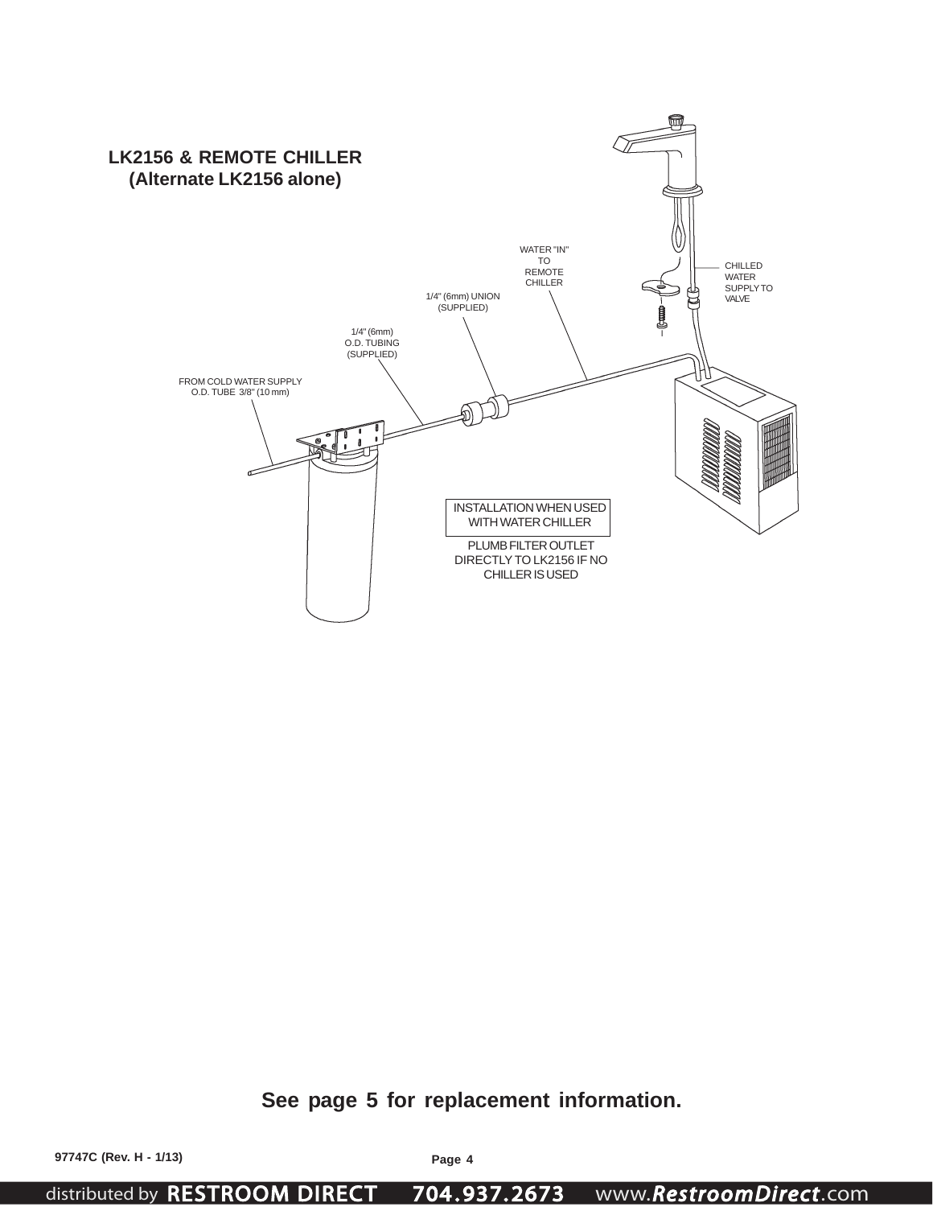## LK2156 & REMOTE CHILLER
## (Alternate LK2156 alone)

WATER "IN" TO REMOTE CHILLER

CHILLED WATER SUPPLY TO VALVE

1/4" (6mm) UNION (SUPPLIED)

1/4" (6mm) O.D. TUBING (SUPPLIED)

FROM COLD WATER SUPPLY O.D. TUBE 3/8" (10 mm)

INSTALLATION WHEN USED WITH WATER CHILLER

PLUMB FILTER OUTLET DIRECTLY TO LK2156 IF NO CHILLER IS USED

**See page 5 for replacement information.**

**97747C (Rev. H - 1/13)**

distributed by RESTROOM DIRECT 704.937.2673 www.RestroomDirect.com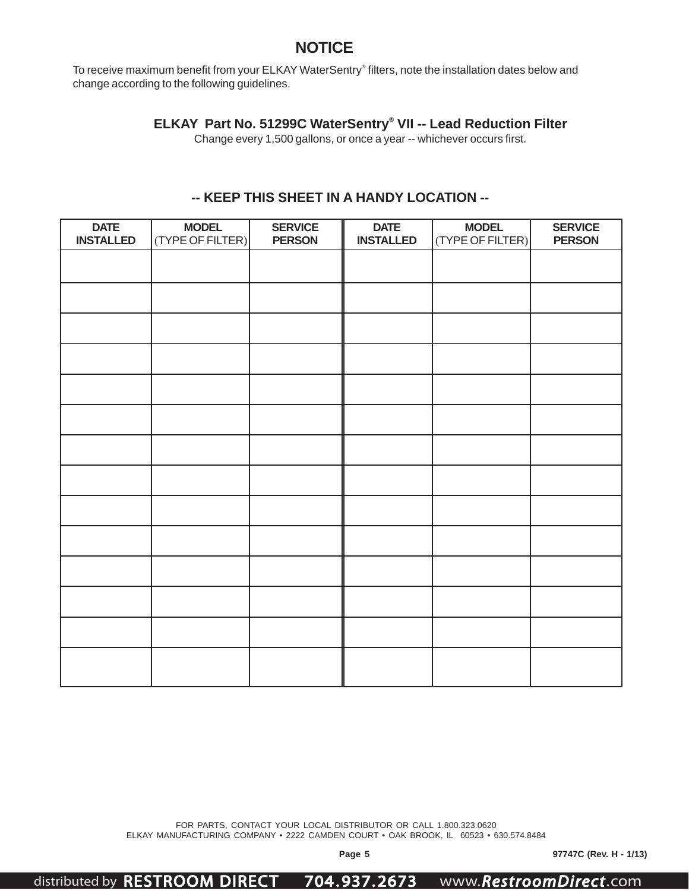# NOTICE

To receive maximum benefit from your ELKAY WaterSentry® filters, note the installation dates below and change according to the following guidelines.

## ELKAY Part No. 51299C WaterSentry® VII -- Lead Reduction Filter

Change every 1,500 gallons, or once a year -- whichever occurs first.

### -- KEEP THIS SHEET IN A HANDY LOCATION --

| DATE INSTALLED | MODEL (TYPE OF FILTER) | SERVICE PERSON | DATE INSTALLED | MODEL (TYPE OF FILTER) | SERVICE PERSON |
|---|---|---|---|---|---|
| | | | | | |
| | | | | | |
| | | | | | |
| | | | | | |
| | | | | | |
| | | | | | |
| | | | | | |
| | | | | | |
| | | | | | |
| | | | | | |
| | | | | | |
| | | | | | |
| | | | | | |
| | | | | | |

FOR PARTS, CONTACT YOUR LOCAL DISTRIBUTOR OR CALL 1.800.323.0620
ELKAY MANUFACTURING COMPANY • 2222 CAMDEN COURT • OAK BROOK, IL 60523 • 630.574.8484

97747C (Rev. H - 1/13)

distributed by RESTROOM DIRECT 704.937.2673 www.RestroomDirect.com